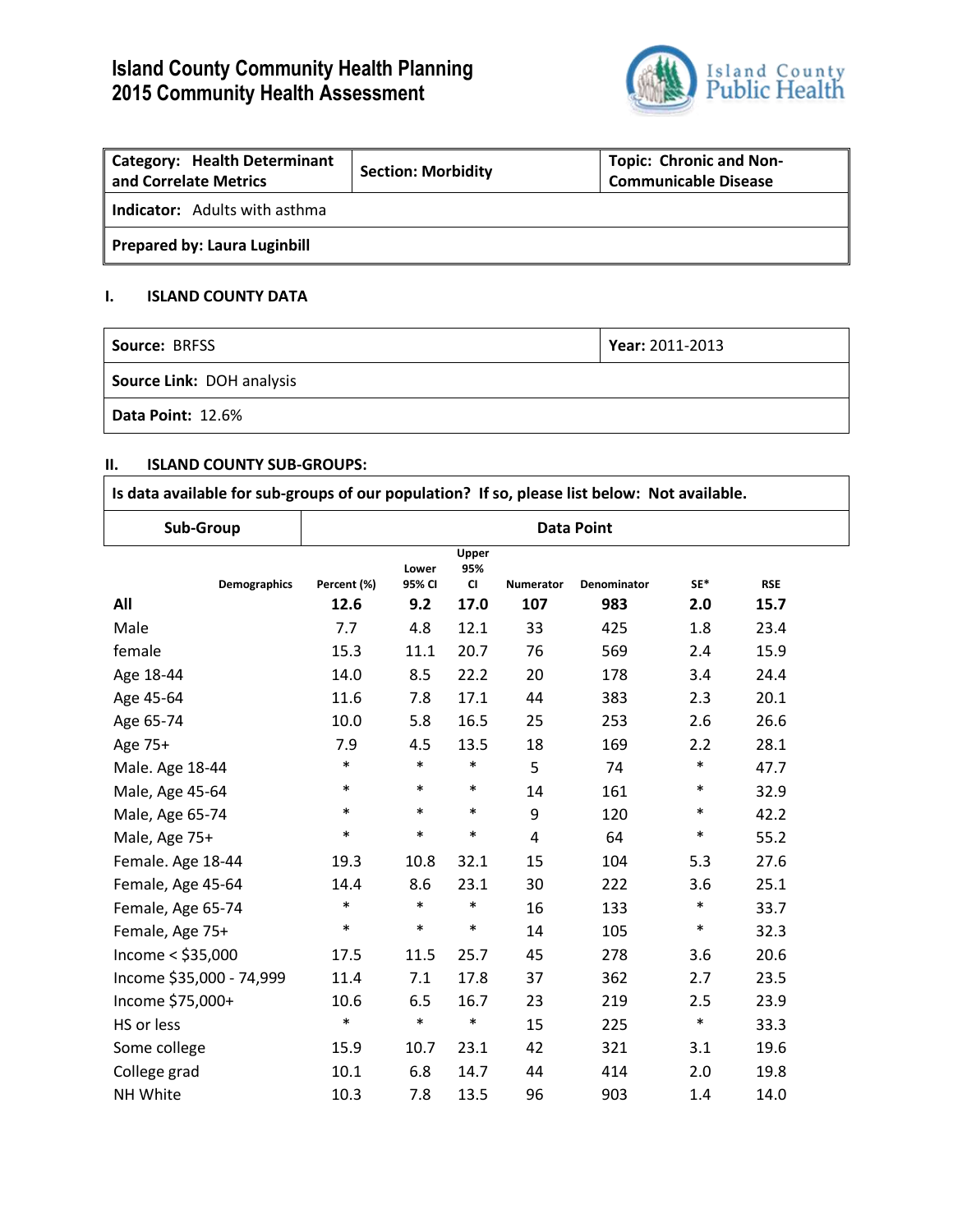# Island County Community Health Planning
# 2015 Community Health Assessment

| Category: Health Determinant and Correlate Metrics | Section: Morbidity | Topic: Chronic and Non-Communicable Disease |
|---|---|---|
| **Indicator:** Adults with asthma | | |
| **Prepared by: Laura Luginbill** | | |

## I. ISLAND COUNTY DATA

| **Source:** BRFSS | **Year:** 2011-2013 |
|---|---|
| **Source Link:** DOH analysis | |
| **Data Point:** 12.6% | |

## II. ISLAND COUNTY SUB-GROUPS:

**Is data available for sub-groups of our population? If so, please list below: Not available.**

| Sub-Group | Data Point |
|---|---|

| Demographics | Percent (%) | Lower 95% CI | Upper 95% CI | Numerator | Denominator | SE* | RSE |
|---|---|---|---|---|---|---|---|
| **All** | **12.6** | **9.2** | **17.0** | **107** | **983** | **2.0** | **15.7** |
| Male | 7.7 | 4.8 | 12.1 | 33 | 425 | 1.8 | 23.4 |
| female | 15.3 | 11.1 | 20.7 | 76 | 569 | 2.4 | 15.9 |
| Age 18-44 | 14.0 | 8.5 | 22.2 | 20 | 178 | 3.4 | 24.4 |
| Age 45-64 | 11.6 | 7.8 | 17.1 | 44 | 383 | 2.3 | 20.1 |
| Age 65-74 | 10.0 | 5.8 | 16.5 | 25 | 253 | 2.6 | 26.6 |
| Age 75+ | 7.9 | 4.5 | 13.5 | 18 | 169 | 2.2 | 28.1 |
| Male. Age 18-44 | * | * | * | 5 | 74 | * | 47.7 |
| Male, Age 45-64 | * | * | * | 14 | 161 | * | 32.9 |
| Male, Age 65-74 | * | * | * | 9 | 120 | * | 42.2 |
| Male, Age 75+ | * | * | * | 4 | 64 | * | 55.2 |
| Female. Age 18-44 | 19.3 | 10.8 | 32.1 | 15 | 104 | 5.3 | 27.6 |
| Female, Age 45-64 | 14.4 | 8.6 | 23.1 | 30 | 222 | 3.6 | 25.1 |
| Female, Age 65-74 | * | * | * | 16 | 133 | * | 33.7 |
| Female, Age 75+ | * | * | * | 14 | 105 | * | 32.3 |
| Income < $35,000 | 17.5 | 11.5 | 25.7 | 45 | 278 | 3.6 | 20.6 |
| Income $35,000 - 74,999 | 11.4 | 7.1 | 17.8 | 37 | 362 | 2.7 | 23.5 |
| Income $75,000+ | 10.6 | 6.5 | 16.7 | 23 | 219 | 2.5 | 23.9 |
| HS or less | * | * | * | 15 | 225 | * | 33.3 |
| Some college | 15.9 | 10.7 | 23.1 | 42 | 321 | 3.1 | 19.6 |
| College grad | 10.1 | 6.8 | 14.7 | 44 | 414 | 2.0 | 19.8 |
| NH White | 10.3 | 7.8 | 13.5 | 96 | 903 | 1.4 | 14.0 |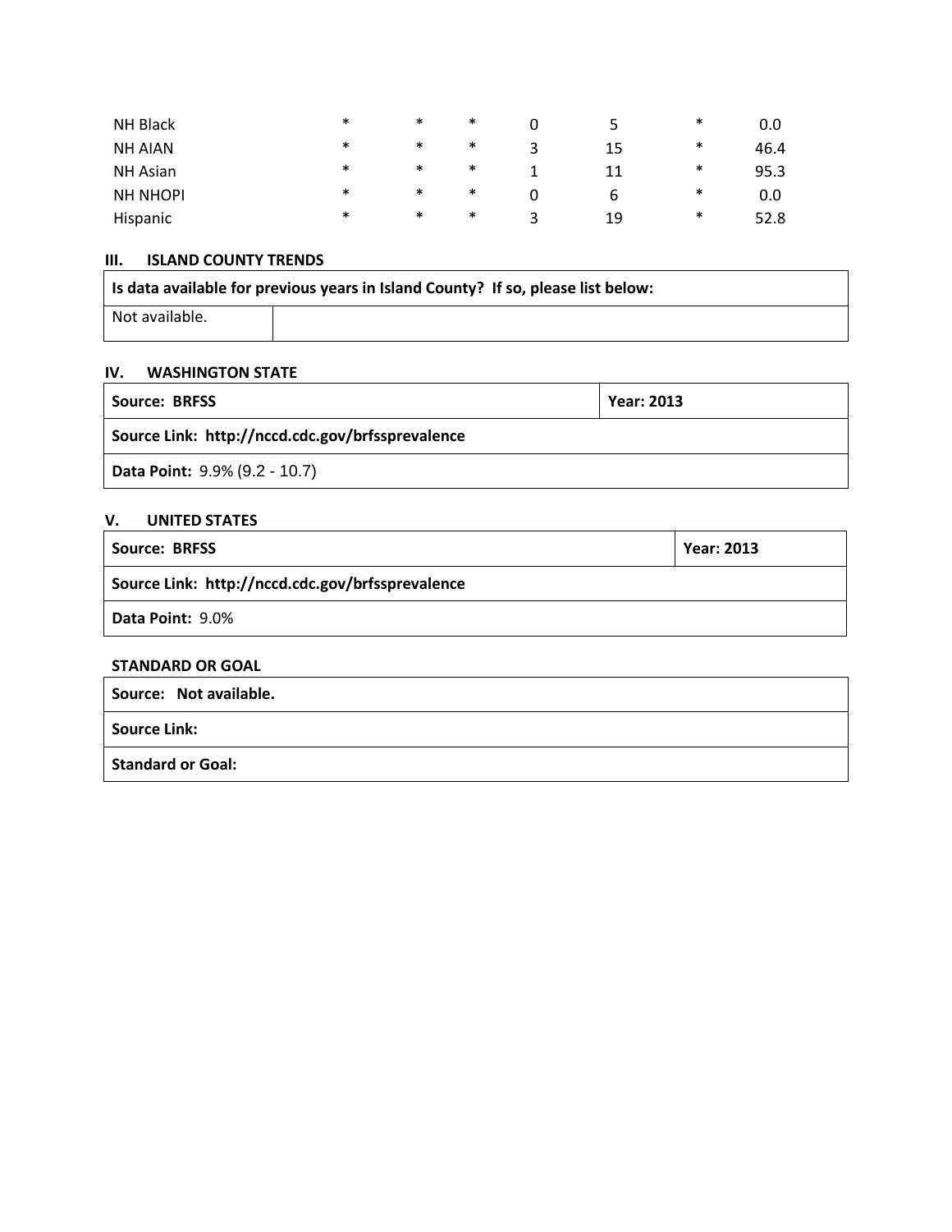| | | | | | | | |
|---|---|---|---|---|---|---|---|
| NH Black | * | * | * | 0 | 5 | * | 0.0 |
| NH AIAN | * | * | * | 3 | 15 | * | 46.4 |
| NH Asian | * | * | * | 1 | 11 | * | 95.3 |
| NH NHOPI | * | * | * | 0 | 6 | * | 0.0 |
| Hispanic | * | * | * | 3 | 19 | * | 52.8 |

### III. ISLAND COUNTY TRENDS

| **Is data available for previous years in Island County? If so, please list below:** | |
|---|---|
| Not available. | |

### IV. WASHINGTON STATE

| **Source: BRFSS** | **Year: 2013** |
|---|---|
| **Source Link: http://nccd.cdc.gov/brfssprevalence** | |
| **Data Point:** 9.9% (9.2 - 10.7) | |

### V. UNITED STATES

| **Source: BRFSS** | **Year: 2013** |
|---|---|
| **Source Link: http://nccd.cdc.gov/brfssprevalence** | |
| **Data Point:** 9.0% | |

### STANDARD OR GOAL

| **Source: Not available.** |
|---|
| **Source Link:** |
| **Standard or Goal:** |